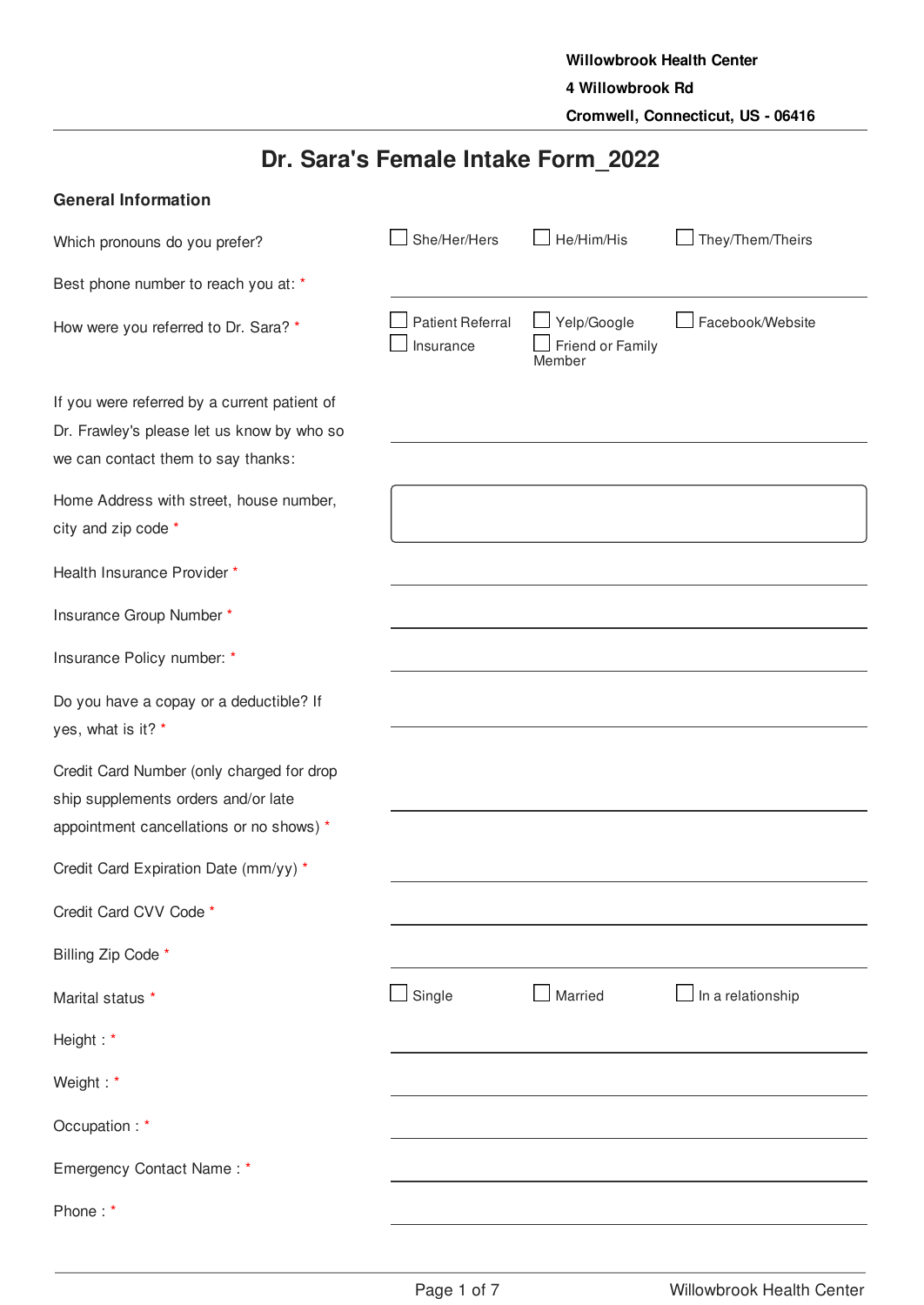**Willowbrook Health Center**
**4 Willowbrook Rd**
**Cromwell, Connecticut, US - 06416**

# Dr. Sara's Female Intake Form_2022

## General Information

Which pronouns do you prefer?
- ☐ She/Her/Hers
- ☐ He/Him/His
- ☐ They/Them/Theirs

Best phone number to reach you at: *

How were you referred to Dr. Sara? *
- ☐ Patient Referral
- ☐ Yelp/Google
- ☐ Facebook/Website
- ☐ Insurance
- ☐ Friend or Family Member

If you were referred by a current patient of Dr. Frawley's please let us know by who so we can contact them to say thanks:

Home Address with street, house number, city and zip code *

Health Insurance Provider *

Insurance Group Number *

Insurance Policy number: *

Do you have a copay or a deductible? If yes, what is it? *

Credit Card Number (only charged for drop ship supplements orders and/or late appointment cancellations or no shows) *

Credit Card Expiration Date (mm/yy) *

Credit Card CVV Code *

Billing Zip Code *

Marital status *
- ☐ Single
- ☐ Married
- ☐ In a relationship

Height : *

Weight : *

Occupation : *

Emergency Contact Name : *

Phone : *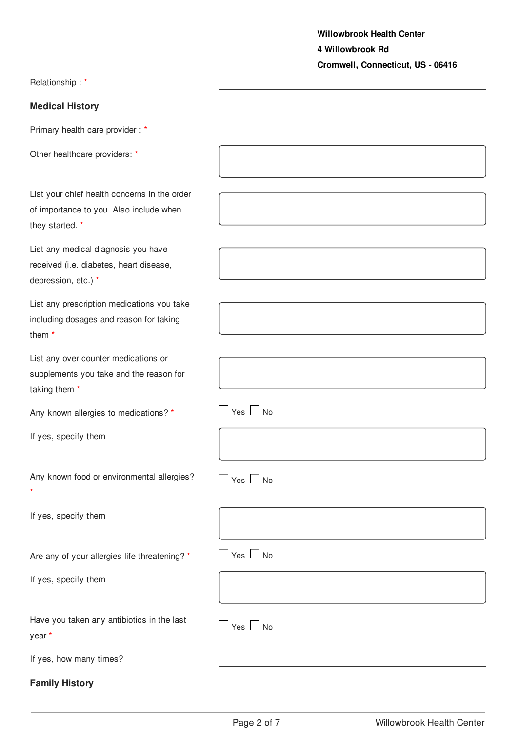Relationship : *

## Medical History

Primary health care provider : *

Other healthcare providers: *

List your chief health concerns in the order of importance to you. Also include when they started. *

List any medical diagnosis you have received (i.e. diabetes, heart disease, depression, etc.) *

List any prescription medications you take including dosages and reason for taking them *

List any over counter medications or supplements you take and the reason for taking them *

Any known allergies to medications? * ☐ Yes ☐ No

If yes, specify them

Any known food or environmental allergies? * ☐ Yes ☐ No

If yes, specify them

Are any of your allergies life threatening? * ☐ Yes ☐ No

If yes, specify them

Have you taken any antibiotics in the last year * ☐ Yes ☐ No

If yes, how many times?

## Family History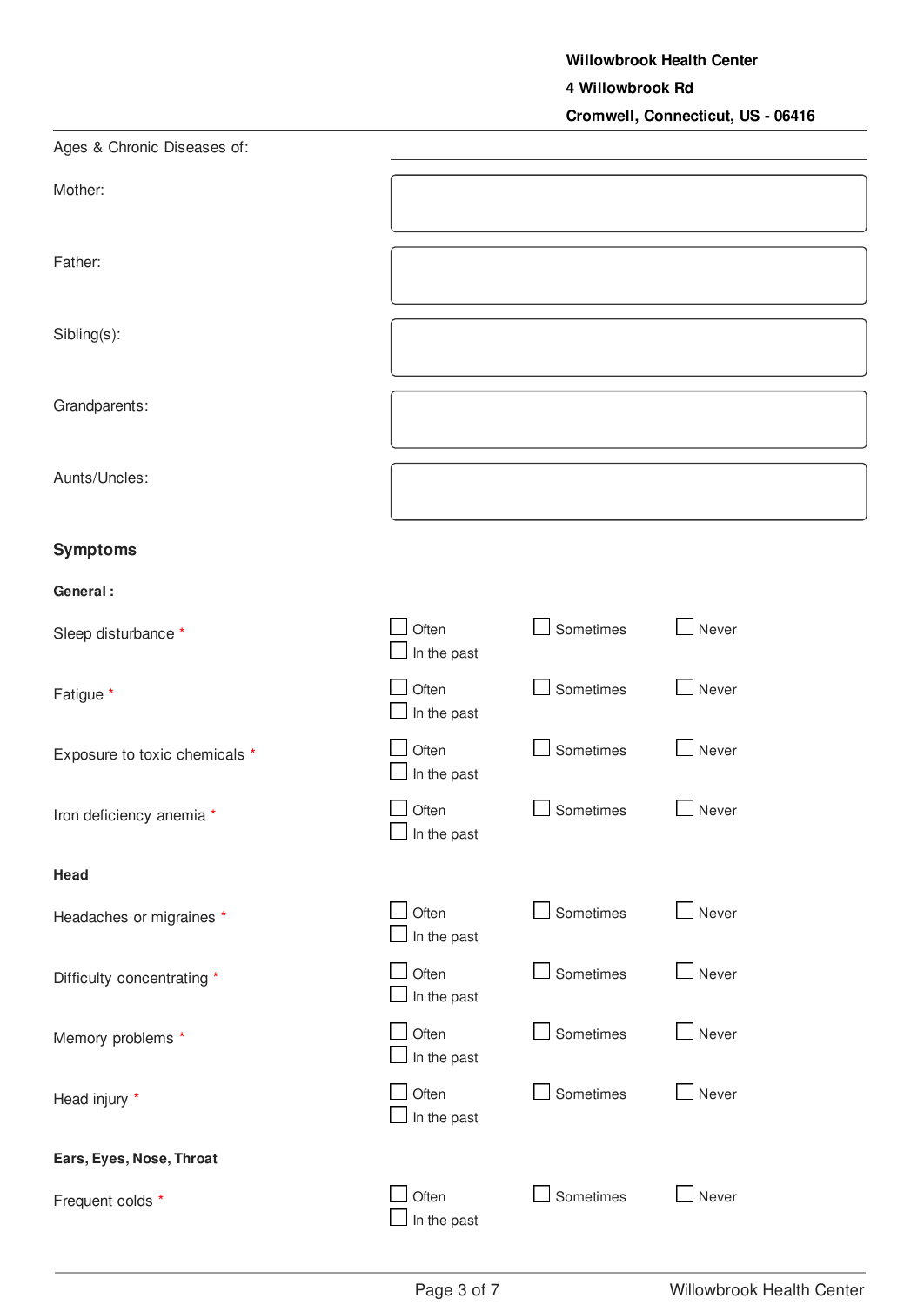**Willowbrook Health Center**
**4 Willowbrook Rd**
**Cromwell, Connecticut, US - 06416**

Ages & Chronic Diseases of:

Mother:

Father:

Sibling(s):

Grandparents:

Aunts/Uncles:

## Symptoms

### General :

| | | | |
|---|---|---|---|
| Sleep disturbance * | ☐ Often ☐ In the past | ☐ Sometimes | ☐ Never |
| Fatigue * | ☐ Often ☐ In the past | ☐ Sometimes | ☐ Never |
| Exposure to toxic chemicals * | ☐ Often ☐ In the past | ☐ Sometimes | ☐ Never |
| Iron deficiency anemia * | ☐ Often ☐ In the past | ☐ Sometimes | ☐ Never |

### Head

| | | | |
|---|---|---|---|
| Headaches or migraines * | ☐ Often ☐ In the past | ☐ Sometimes | ☐ Never |
| Difficulty concentrating * | ☐ Often ☐ In the past | ☐ Sometimes | ☐ Never |
| Memory problems * | ☐ Often ☐ In the past | ☐ Sometimes | ☐ Never |
| Head injury * | ☐ Often ☐ In the past | ☐ Sometimes | ☐ Never |

### Ears, Eyes, Nose, Throat

| | | | |
|---|---|---|---|
| Frequent colds * | ☐ Often ☐ In the past | ☐ Sometimes | ☐ Never |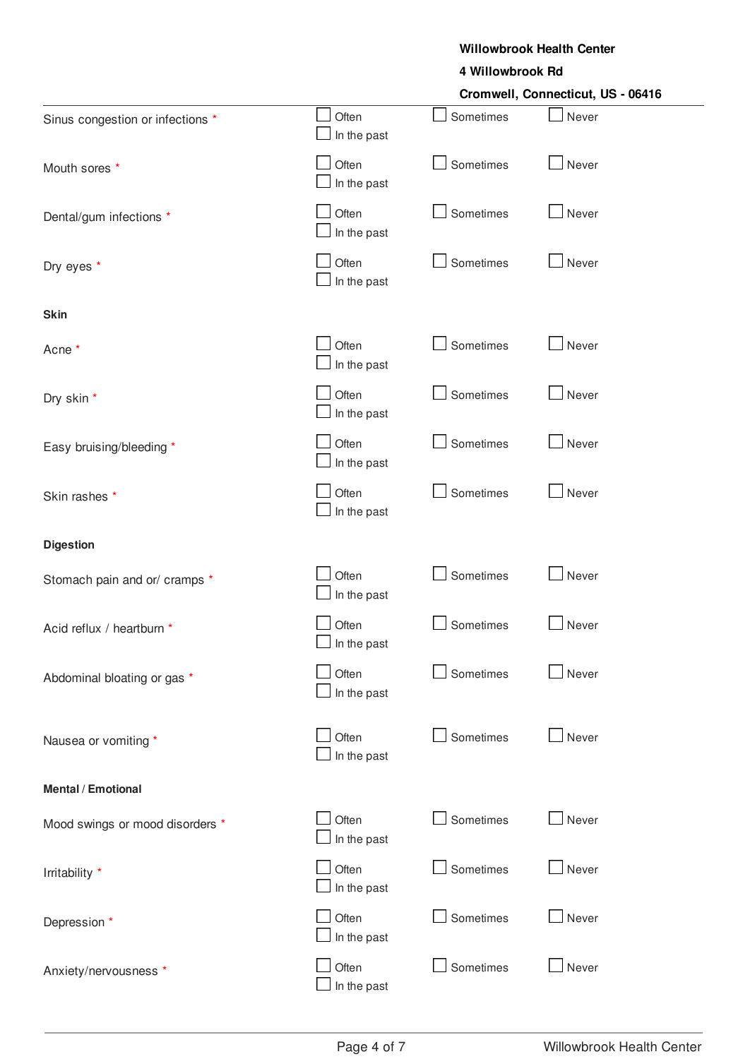**Willowbrook Health Center**
**4 Willowbrook Rd**
**Cromwell, Connecticut, US - 06416**

| | | | |
|---|---|---|---|
| Sinus congestion or infections * | ☐ Often ☐ In the past | ☐ Sometimes | ☐ Never |
| Mouth sores * | ☐ Often ☐ In the past | ☐ Sometimes | ☐ Never |
| Dental/gum infections * | ☐ Often ☐ In the past | ☐ Sometimes | ☐ Never |
| Dry eyes * | ☐ Often ☐ In the past | ☐ Sometimes | ☐ Never |

**Skin**

| | | | |
|---|---|---|---|
| Acne * | ☐ Often ☐ In the past | ☐ Sometimes | ☐ Never |
| Dry skin * | ☐ Often ☐ In the past | ☐ Sometimes | ☐ Never |
| Easy bruising/bleeding * | ☐ Often ☐ In the past | ☐ Sometimes | ☐ Never |
| Skin rashes * | ☐ Often ☐ In the past | ☐ Sometimes | ☐ Never |

**Digestion**

| | | | |
|---|---|---|---|
| Stomach pain and or/ cramps * | ☐ Often ☐ In the past | ☐ Sometimes | ☐ Never |
| Acid reflux / heartburn * | ☐ Often ☐ In the past | ☐ Sometimes | ☐ Never |
| Abdominal bloating or gas * | ☐ Often ☐ In the past | ☐ Sometimes | ☐ Never |
| Nausea or vomiting * | ☐ Often ☐ In the past | ☐ Sometimes | ☐ Never |

**Mental / Emotional**

| | | | |
|---|---|---|---|
| Mood swings or mood disorders * | ☐ Often ☐ In the past | ☐ Sometimes | ☐ Never |
| Irritability * | ☐ Often ☐ In the past | ☐ Sometimes | ☐ Never |
| Depression * | ☐ Often ☐ In the past | ☐ Sometimes | ☐ Never |
| Anxiety/nervousness * | ☐ Often ☐ In the past | ☐ Sometimes | ☐ Never |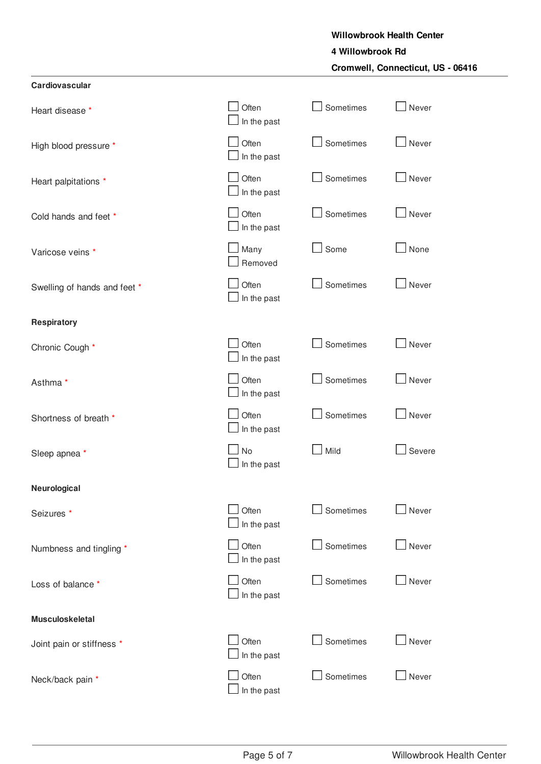Willowbrook Health Center
4 Willowbrook Rd
Cromwell, Connecticut, US - 06416

**Cardiovascular**

| | | | |
|---|---|---|---|
| Heart disease * | ☐ Often<br>☐ In the past | ☐ Sometimes | ☐ Never |
| High blood pressure * | ☐ Often<br>☐ In the past | ☐ Sometimes | ☐ Never |
| Heart palpitations * | ☐ Often<br>☐ In the past | ☐ Sometimes | ☐ Never |
| Cold hands and feet * | ☐ Often<br>☐ In the past | ☐ Sometimes | ☐ Never |
| Varicose veins * | ☐ Many<br>☐ Removed | ☐ Some | ☐ None |
| Swelling of hands and feet * | ☐ Often<br>☐ In the past | ☐ Sometimes | ☐ Never |

**Respiratory**

| | | | |
|---|---|---|---|
| Chronic Cough * | ☐ Often<br>☐ In the past | ☐ Sometimes | ☐ Never |
| Asthma * | ☐ Often<br>☐ In the past | ☐ Sometimes | ☐ Never |
| Shortness of breath * | ☐ Often<br>☐ In the past | ☐ Sometimes | ☐ Never |
| Sleep apnea * | ☐ No<br>☐ In the past | ☐ Mild | ☐ Severe |

**Neurological**

| | | | |
|---|---|---|---|
| Seizures * | ☐ Often<br>☐ In the past | ☐ Sometimes | ☐ Never |
| Numbness and tingling * | ☐ Often<br>☐ In the past | ☐ Sometimes | ☐ Never |
| Loss of balance * | ☐ Often<br>☐ In the past | ☐ Sometimes | ☐ Never |

**Musculoskeletal**

| | | | |
|---|---|---|---|
| Joint pain or stiffness * | ☐ Often<br>☐ In the past | ☐ Sometimes | ☐ Never |
| Neck/back pain * | ☐ Often<br>☐ In the past | ☐ Sometimes | ☐ Never |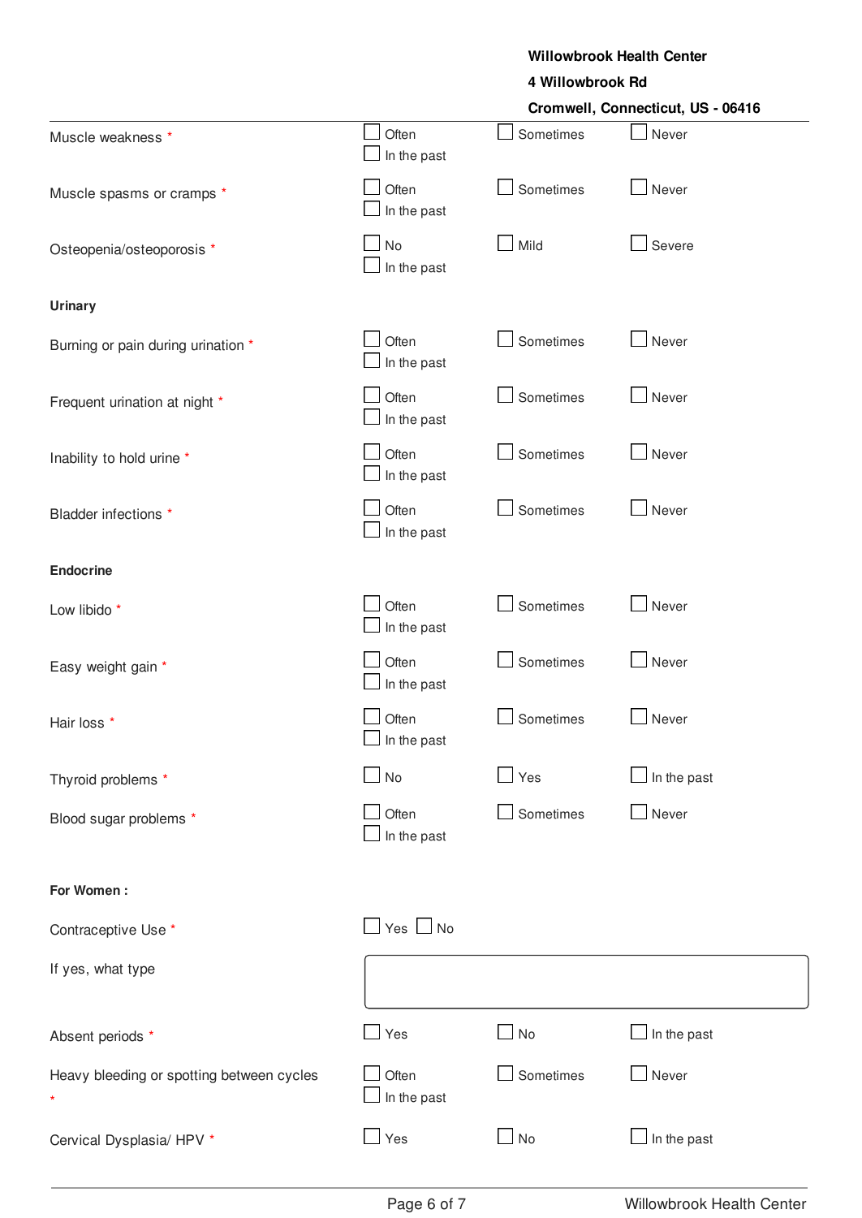**Willowbrook Health Center**

**4 Willowbrook Rd**

**Cromwell, Connecticut, US - 06416**

| | | | |
|---|---|---|---|
| Muscle weakness * | ☐ Often<br>☐ In the past | ☐ Sometimes | ☐ Never |
| Muscle spasms or cramps * | ☐ Often<br>☐ In the past | ☐ Sometimes | ☐ Never |
| Osteopenia/osteoporosis * | ☐ No<br>☐ In the past | ☐ Mild | ☐ Severe |

**Urinary**

| | | | |
|---|---|---|---|
| Burning or pain during urination * | ☐ Often<br>☐ In the past | ☐ Sometimes | ☐ Never |
| Frequent urination at night * | ☐ Often<br>☐ In the past | ☐ Sometimes | ☐ Never |
| Inability to hold urine * | ☐ Often<br>☐ In the past | ☐ Sometimes | ☐ Never |
| Bladder infections * | ☐ Often<br>☐ In the past | ☐ Sometimes | ☐ Never |

**Endocrine**

| | | | |
|---|---|---|---|
| Low libido * | ☐ Often<br>☐ In the past | ☐ Sometimes | ☐ Never |
| Easy weight gain * | ☐ Often<br>☐ In the past | ☐ Sometimes | ☐ Never |
| Hair loss * | ☐ Often<br>☐ In the past | ☐ Sometimes | ☐ Never |
| Thyroid problems * | ☐ No | ☐ Yes | ☐ In the past |
| Blood sugar problems * | ☐ Often<br>☐ In the past | ☐ Sometimes | ☐ Never |

**For Women :**

Contraceptive Use * ☐ Yes ☐ No

If yes, what type

[ ]

| | | | |
|---|---|---|---|
| Absent periods * | ☐ Yes | ☐ No | ☐ In the past |
| Heavy bleeding or spotting between cycles * | ☐ Often<br>☐ In the past | ☐ Sometimes | ☐ Never |
| Cervical Dysplasia/ HPV * | ☐ Yes | ☐ No | ☐ In the past |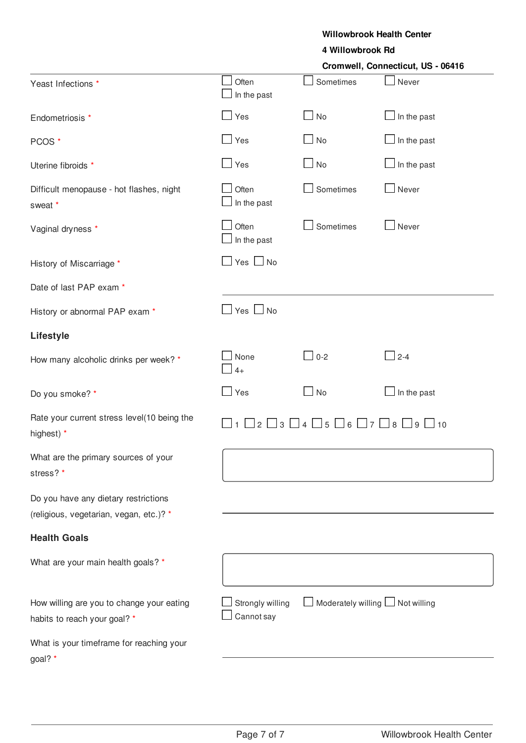**Willowbrook Health Center**

**4 Willowbrook Rd**

**Cromwell, Connecticut, US - 06416**

| | | | |
|---|---|---|---|
| Yeast Infections * | ☐ Often ☐ In the past | ☐ Sometimes | ☐ Never |
| Endometriosis * | ☐ Yes | ☐ No | ☐ In the past |
| PCOS * | ☐ Yes | ☐ No | ☐ In the past |
| Uterine fibroids * | ☐ Yes | ☐ No | ☐ In the past |
| Difficult menopause - hot flashes, night sweat * | ☐ Often ☐ In the past | ☐ Sometimes | ☐ Never |
| Vaginal dryness * | ☐ Often ☐ In the past | ☐ Sometimes | ☐ Never |
| History of Miscarriage * | ☐ Yes ☐ No | | |
| Date of last PAP exam * | ____________________ | | |
| History or abnormal PAP exam * | ☐ Yes ☐ No | | |

**Lifestyle**

| | | | |
|---|---|---|---|
| How many alcoholic drinks per week? * | ☐ None ☐ 4+ | ☐ 0-2 | ☐ 2-4 |
| Do you smoke? * | ☐ Yes | ☐ No | ☐ In the past |
| Rate your current stress level(10 being the highest) * | ☐ 1 ☐ 2 ☐ 3 ☐ 4 ☐ 5 ☐ 6 ☐ 7 ☐ 8 ☐ 9 ☐ 10 | | |
| What are the primary sources of your stress? * | [ ] | | |
| Do you have any dietary restrictions (religious, vegetarian, vegan, etc.)? * | ____________________ | | |

**Health Goals**

| | | | |
|---|---|---|---|
| What are your main health goals? * | [ ] | | |
| How willing are you to change your eating habits to reach your goal? * | ☐ Strongly willing ☐ Cannot say | ☐ Moderately willing | ☐ Not willing |
| What is your timeframe for reaching your goal? * | ____________________ | | |